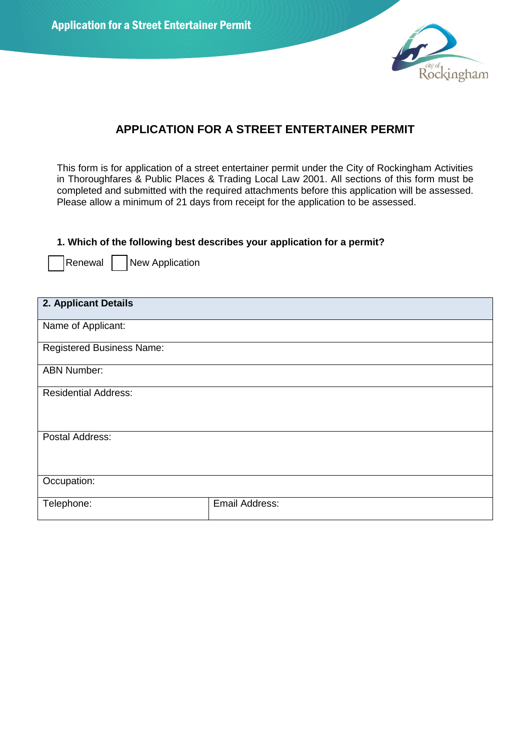# APPLICATION FOR A STREET ENTERTAINER PERMIT

This form is for application of a street entertainer permit under the City of Rockingham Activities in Thoroughfares & Public Places & Trading Local Law 2001. All sections of this form must be completed and submitted with the required attachments before this application will be assessed. Please allow a minimum of 21 days from receipt for the application to be assessed.

**1. Which of the following best describes your application for a permit?**

☐ Renewal ☐ New Application

| **2. Applicant Details** | |
|---|---|
| Name of Applicant: | |
| Registered Business Name: | |
| ABN Number: | |
| Residential Address: | |
| Postal Address: | |
| Occupation: | |
| Telephone: | Email Address: |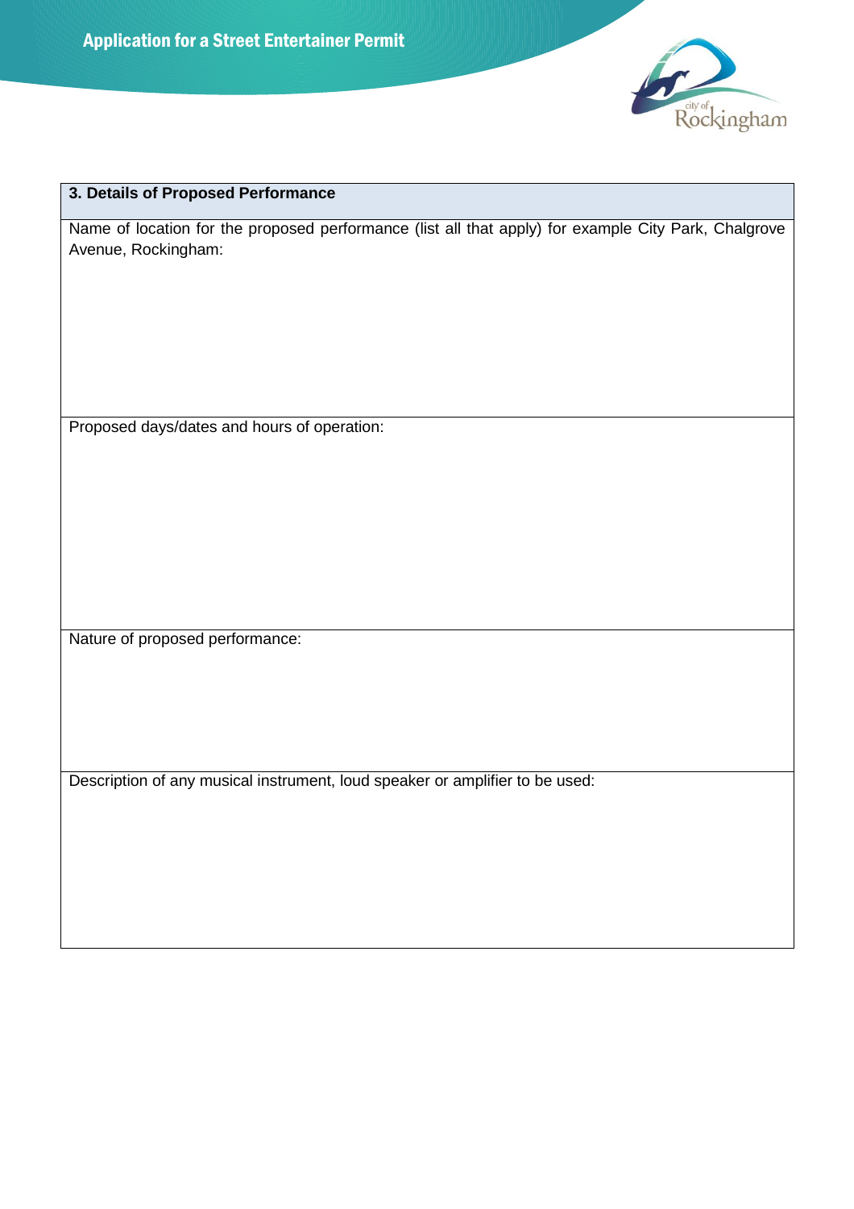| 3. Details of Proposed Performance |
|---|
| Name of location for the proposed performance (list all that apply) for example City Park, Chalgrove Avenue, Rockingham: |
| Proposed days/dates and hours of operation: |
| Nature of proposed performance: |
| Description of any musical instrument, loud speaker or amplifier to be used: |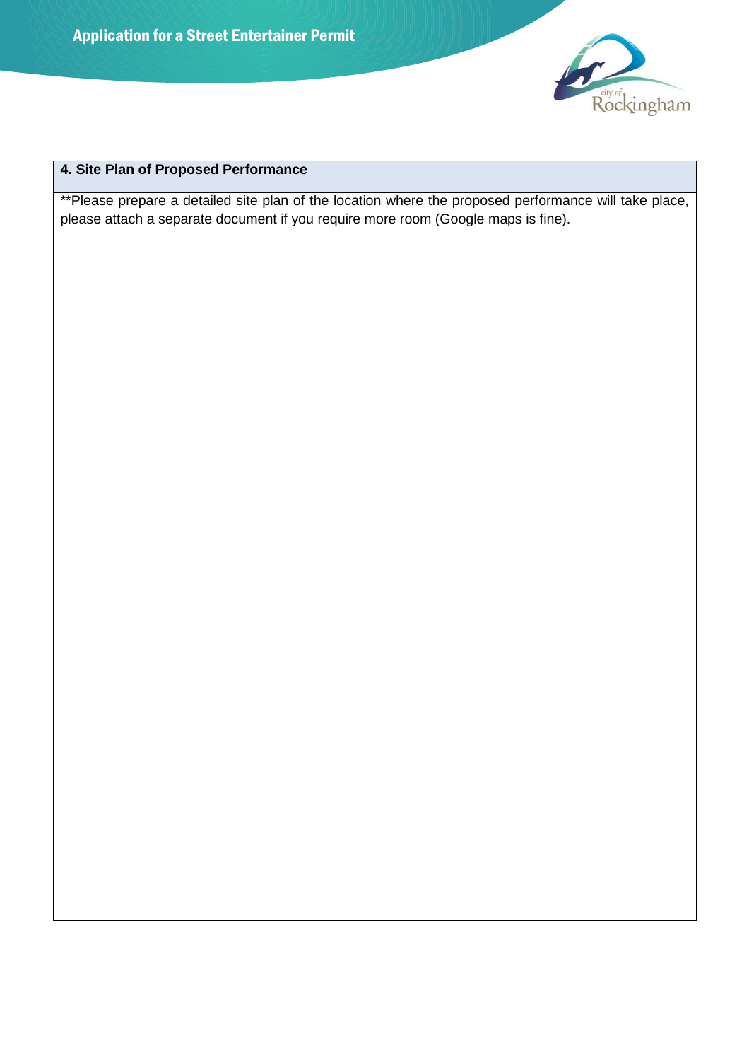# Application for a Street Entertainer Permit

## 4. Site Plan of Proposed Performance

**Please prepare a detailed site plan of the location where the proposed performance will take place, please attach a separate document if you require more room (Google maps is fine).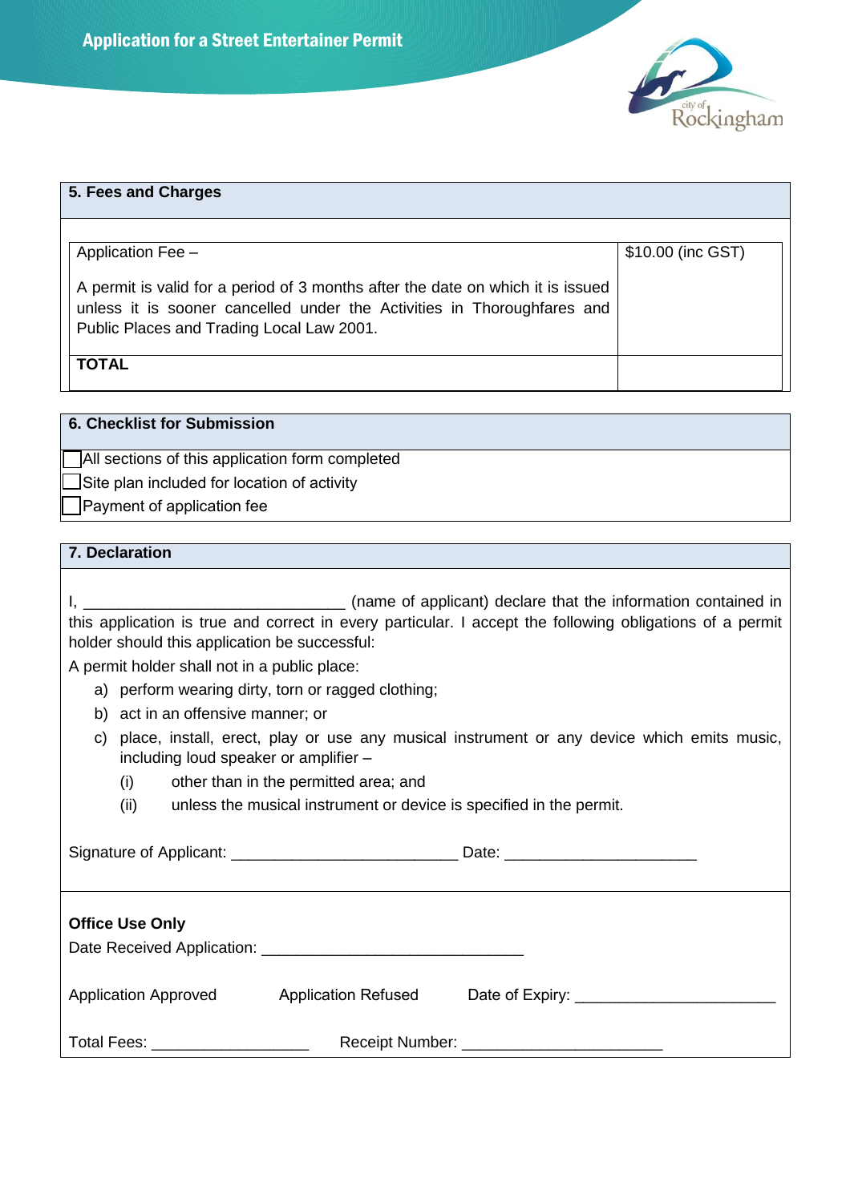## 5. Fees and Charges

| Application Fee – A permit is valid for a period of 3 months after the date on which it is issued unless it is sooner cancelled under the Activities in Thoroughfares and Public Places and Trading Local Law 2001. | $10.00 (inc GST) |
|---|---|
| **TOTAL** | |

## 6. Checklist for Submission

- [ ] All sections of this application form completed
- [ ] Site plan included for location of activity
- [ ] Payment of application fee

## 7. Declaration

I, _______________________________ (name of applicant) declare that the information contained in this application is true and correct in every particular. I accept the following obligations of a permit holder should this application be successful:

A permit holder shall not in a public place:

a) perform wearing dirty, torn or ragged clothing;
b) act in an offensive manner; or
c) place, install, erect, play or use any musical instrument or any device which emits music, including loud speaker or amplifier –
   (i) other than in the permitted area; and
   (ii) unless the musical instrument or device is specified in the permit.

Signature of Applicant: ___________________________ Date: ______________________

**Office Use Only**

Date Received Application: ______________________________

Application Approved    Application Refused    Date of Expiry: _______________________

Total Fees: __________________    Receipt Number: _______________________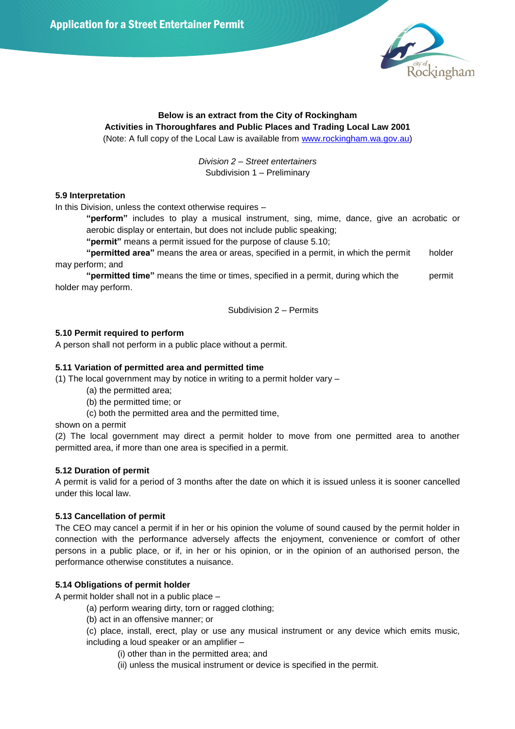# Application for a Street Entertainer Permit

**Below is an extract from the City of Rockingham**
**Activities in Thoroughfares and Public Places and Trading Local Law 2001**
(Note: A full copy of the Local Law is available from [www.rockingham.wa.gov.au](http://www.rockingham.wa.gov.au))

*Division 2 – Street entertainers*
Subdivision 1 – Preliminary

### 5.9 Interpretation

In this Division, unless the context otherwise requires –

**"perform"** includes to play a musical instrument, sing, mime, dance, give an acrobatic or aerobic display or entertain, but does not include public speaking;

**"permit"** means a permit issued for the purpose of clause 5.10;

**"permitted area"** means the area or areas, specified in a permit, in which the permit holder may perform; and

**"permitted time"** means the time or times, specified in a permit, during which the permit holder may perform.

Subdivision 2 – Permits

### 5.10 Permit required to perform

A person shall not perform in a public place without a permit.

### 5.11 Variation of permitted area and permitted time

(1) The local government may by notice in writing to a permit holder vary –

(a) the permitted area;
(b) the permitted time; or
(c) both the permitted area and the permitted time,

shown on a permit

(2) The local government may direct a permit holder to move from one permitted area to another permitted area, if more than one area is specified in a permit.

### 5.12 Duration of permit

A permit is valid for a period of 3 months after the date on which it is issued unless it is sooner cancelled under this local law.

### 5.13 Cancellation of permit

The CEO may cancel a permit if in her or his opinion the volume of sound caused by the permit holder in connection with the performance adversely affects the enjoyment, convenience or comfort of other persons in a public place, or if, in her or his opinion, or in the opinion of an authorised person, the performance otherwise constitutes a nuisance.

### 5.14 Obligations of permit holder

A permit holder shall not in a public place –

(a) perform wearing dirty, torn or ragged clothing;
(b) act in an offensive manner; or
(c) place, install, erect, play or use any musical instrument or any device which emits music, including a loud speaker or an amplifier –

(i) other than in the permitted area; and
(ii) unless the musical instrument or device is specified in the permit.